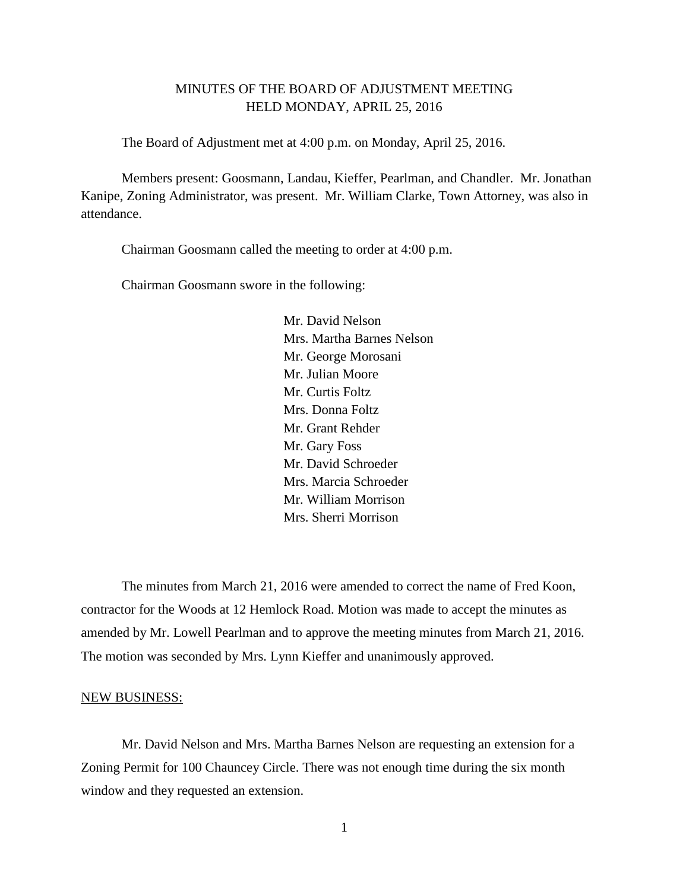# MINUTES OF THE BOARD OF ADJUSTMENT MEETING
## HELD MONDAY, APRIL 25, 2016

The Board of Adjustment met at 4:00 p.m. on Monday, April 25, 2016.

Members present: Goosmann, Landau, Kieffer, Pearlman, and Chandler. Mr. Jonathan Kanipe, Zoning Administrator, was present. Mr. William Clarke, Town Attorney, was also in attendance.

Chairman Goosmann called the meeting to order at 4:00 p.m.

Chairman Goosmann swore in the following:

Mr. David Nelson
Mrs. Martha Barnes Nelson
Mr. George Morosani
Mr. Julian Moore
Mr. Curtis Foltz
Mrs. Donna Foltz
Mr. Grant Rehder
Mr. Gary Foss
Mr. David Schroeder
Mrs. Marcia Schroeder
Mr. William Morrison
Mrs. Sherri Morrison

The minutes from March 21, 2016 were amended to correct the name of Fred Koon, contractor for the Woods at 12 Hemlock Road. Motion was made to accept the minutes as amended by Mr. Lowell Pearlman and to approve the meeting minutes from March 21, 2016. The motion was seconded by Mrs. Lynn Kieffer and unanimously approved.

NEW BUSINESS:

Mr. David Nelson and Mrs. Martha Barnes Nelson are requesting an extension for a Zoning Permit for 100 Chauncey Circle. There was not enough time during the six month window and they requested an extension.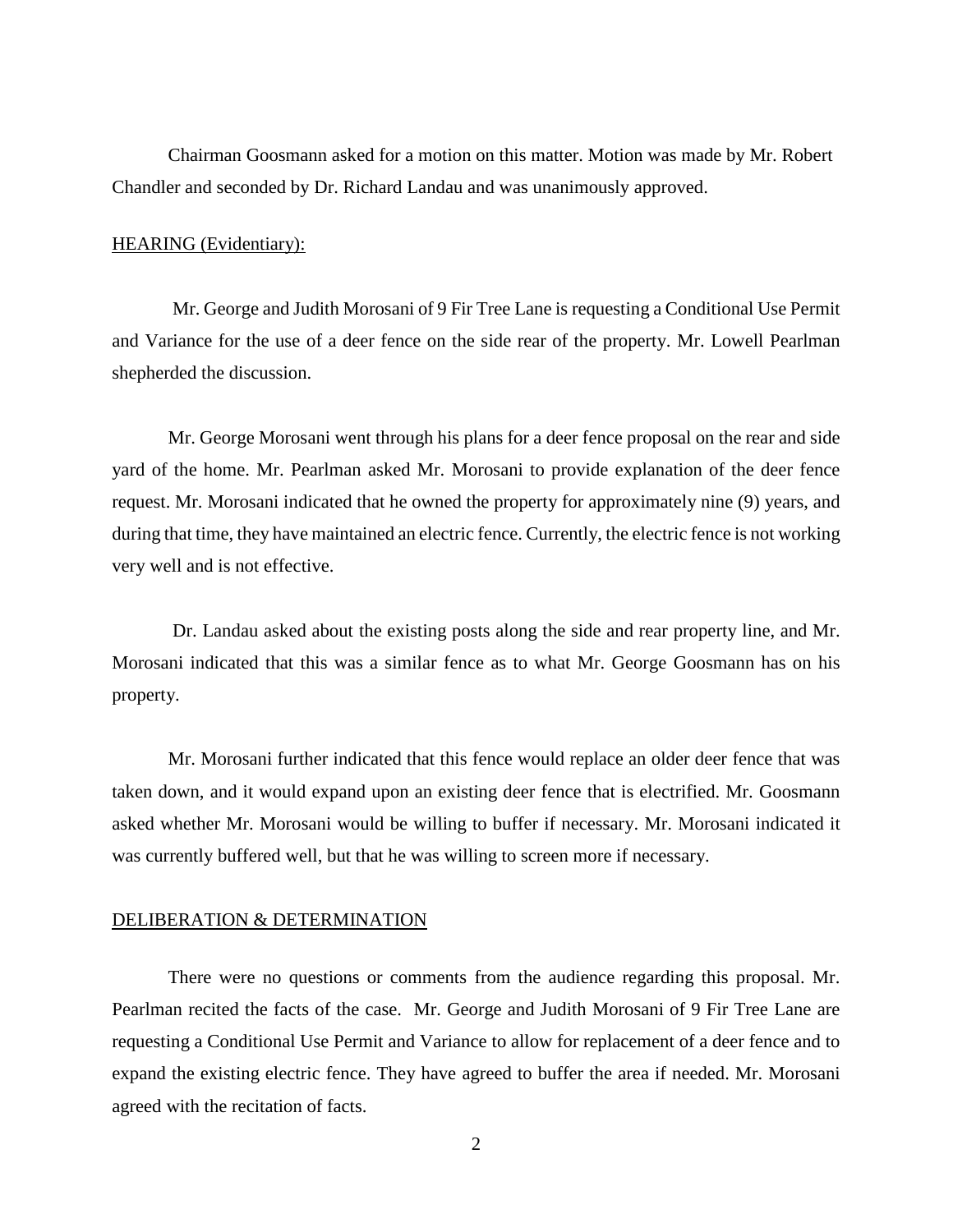Chairman Goosmann asked for a motion on this matter. Motion was made by Mr. Robert Chandler and seconded by Dr. Richard Landau and was unanimously approved.

<u>HEARING (Evidentiary):</u>

Mr. George and Judith Morosani of 9 Fir Tree Lane is requesting a Conditional Use Permit and Variance for the use of a deer fence on the side rear of the property. Mr. Lowell Pearlman shepherded the discussion.

Mr. George Morosani went through his plans for a deer fence proposal on the rear and side yard of the home. Mr. Pearlman asked Mr. Morosani to provide explanation of the deer fence request. Mr. Morosani indicated that he owned the property for approximately nine (9) years, and during that time, they have maintained an electric fence. Currently, the electric fence is not working very well and is not effective.

Dr. Landau asked about the existing posts along the side and rear property line, and Mr. Morosani indicated that this was a similar fence as to what Mr. George Goosmann has on his property.

Mr. Morosani further indicated that this fence would replace an older deer fence that was taken down, and it would expand upon an existing deer fence that is electrified. Mr. Goosmann asked whether Mr. Morosani would be willing to buffer if necessary. Mr. Morosani indicated it was currently buffered well, but that he was willing to screen more if necessary.

<u>DELIBERATION & DETERMINATION</u>

There were no questions or comments from the audience regarding this proposal. Mr. Pearlman recited the facts of the case. Mr. George and Judith Morosani of 9 Fir Tree Lane are requesting a Conditional Use Permit and Variance to allow for replacement of a deer fence and to expand the existing electric fence. They have agreed to buffer the area if needed. Mr. Morosani agreed with the recitation of facts.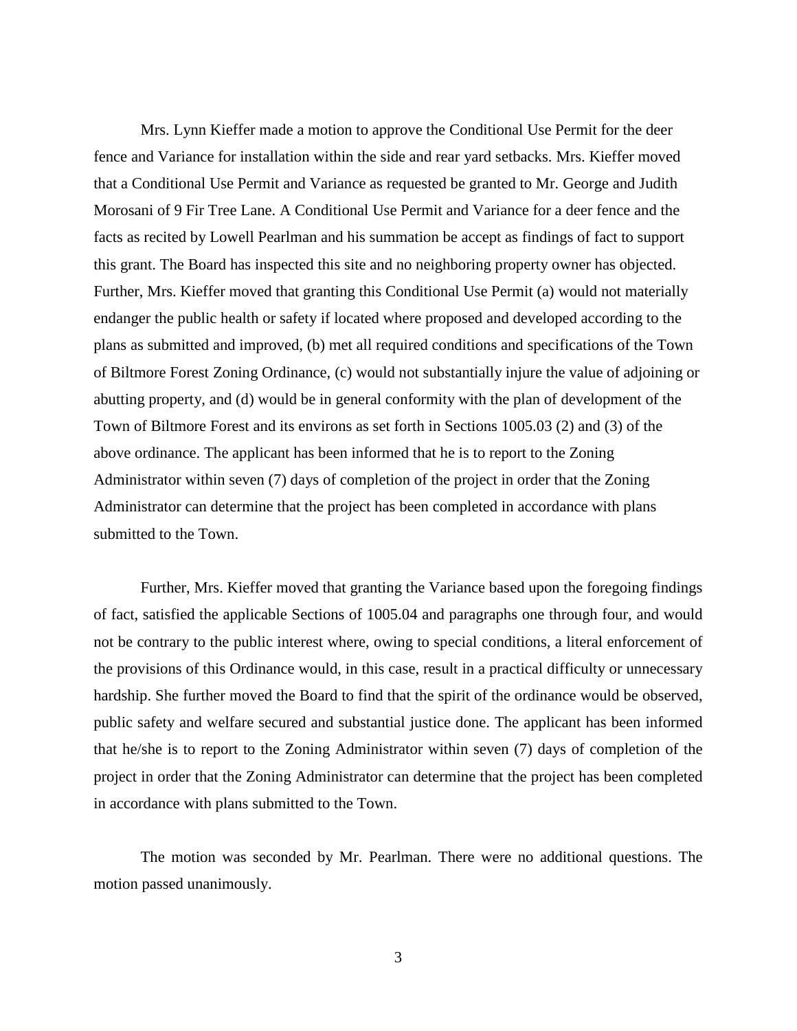Mrs. Lynn Kieffer made a motion to approve the Conditional Use Permit for the deer fence and Variance for installation within the side and rear yard setbacks. Mrs. Kieffer moved that a Conditional Use Permit and Variance as requested be granted to Mr. George and Judith Morosani of 9 Fir Tree Lane. A Conditional Use Permit and Variance for a deer fence and the facts as recited by Lowell Pearlman and his summation be accept as findings of fact to support this grant. The Board has inspected this site and no neighboring property owner has objected. Further, Mrs. Kieffer moved that granting this Conditional Use Permit (a) would not materially endanger the public health or safety if located where proposed and developed according to the plans as submitted and improved, (b) met all required conditions and specifications of the Town of Biltmore Forest Zoning Ordinance, (c) would not substantially injure the value of adjoining or abutting property, and (d) would be in general conformity with the plan of development of the Town of Biltmore Forest and its environs as set forth in Sections 1005.03 (2) and (3) of the above ordinance. The applicant has been informed that he is to report to the Zoning Administrator within seven (7) days of completion of the project in order that the Zoning Administrator can determine that the project has been completed in accordance with plans submitted to the Town.

Further, Mrs. Kieffer moved that granting the Variance based upon the foregoing findings of fact, satisfied the applicable Sections of 1005.04 and paragraphs one through four, and would not be contrary to the public interest where, owing to special conditions, a literal enforcement of the provisions of this Ordinance would, in this case, result in a practical difficulty or unnecessary hardship. She further moved the Board to find that the spirit of the ordinance would be observed, public safety and welfare secured and substantial justice done. The applicant has been informed that he/she is to report to the Zoning Administrator within seven (7) days of completion of the project in order that the Zoning Administrator can determine that the project has been completed in accordance with plans submitted to the Town.

The motion was seconded by Mr. Pearlman. There were no additional questions. The motion passed unanimously.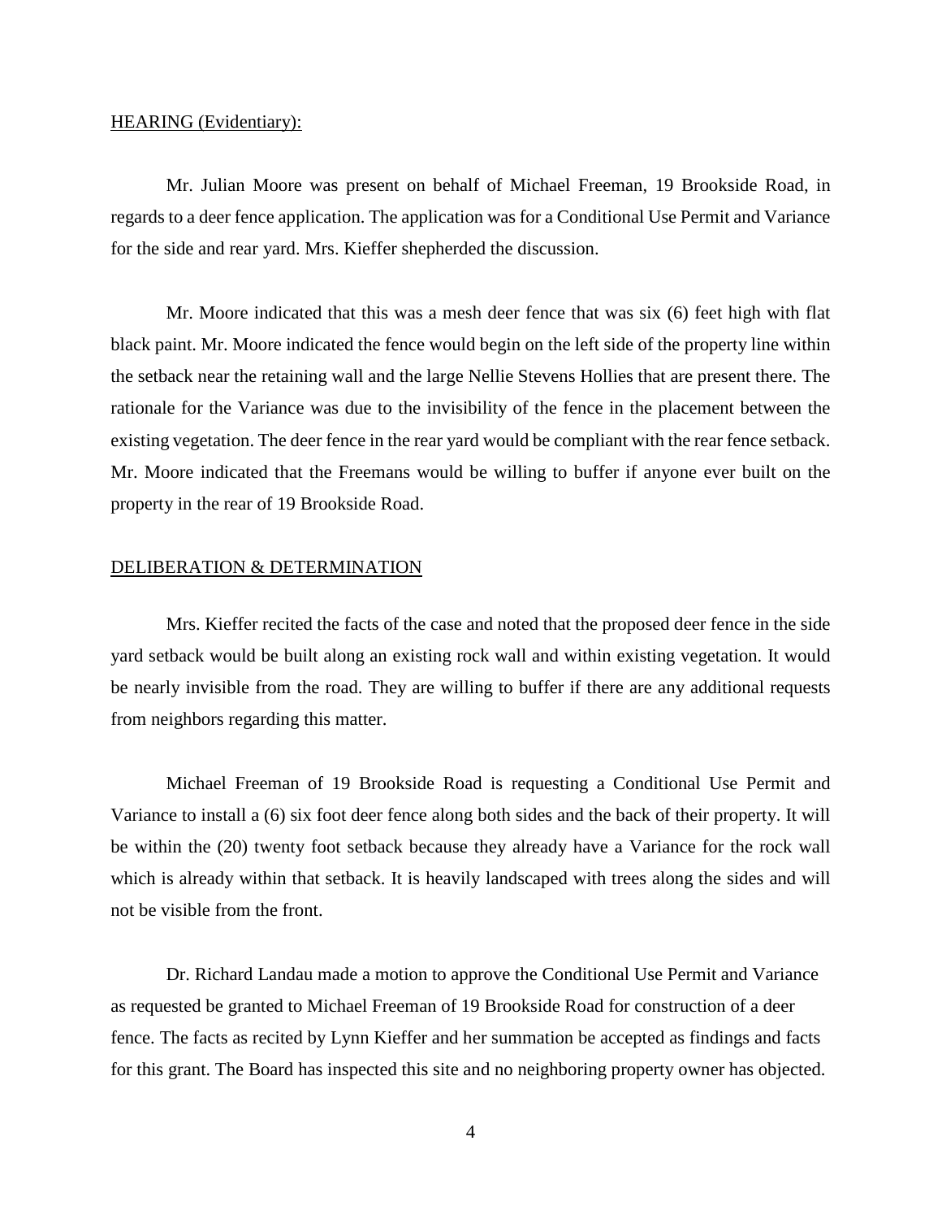HEARING (Evidentiary):

Mr. Julian Moore was present on behalf of Michael Freeman, 19 Brookside Road, in regards to a deer fence application. The application was for a Conditional Use Permit and Variance for the side and rear yard. Mrs. Kieffer shepherded the discussion.

Mr. Moore indicated that this was a mesh deer fence that was six (6) feet high with flat black paint. Mr. Moore indicated the fence would begin on the left side of the property line within the setback near the retaining wall and the large Nellie Stevens Hollies that are present there. The rationale for the Variance was due to the invisibility of the fence in the placement between the existing vegetation. The deer fence in the rear yard would be compliant with the rear fence setback. Mr. Moore indicated that the Freemans would be willing to buffer if anyone ever built on the property in the rear of 19 Brookside Road.

DELIBERATION & DETERMINATION

Mrs. Kieffer recited the facts of the case and noted that the proposed deer fence in the side yard setback would be built along an existing rock wall and within existing vegetation. It would be nearly invisible from the road. They are willing to buffer if there are any additional requests from neighbors regarding this matter.

Michael Freeman of 19 Brookside Road is requesting a Conditional Use Permit and Variance to install a (6) six foot deer fence along both sides and the back of their property. It will be within the (20) twenty foot setback because they already have a Variance for the rock wall which is already within that setback. It is heavily landscaped with trees along the sides and will not be visible from the front.

Dr. Richard Landau made a motion to approve the Conditional Use Permit and Variance as requested be granted to Michael Freeman of 19 Brookside Road for construction of a deer fence. The facts as recited by Lynn Kieffer and her summation be accepted as findings and facts for this grant. The Board has inspected this site and no neighboring property owner has objected.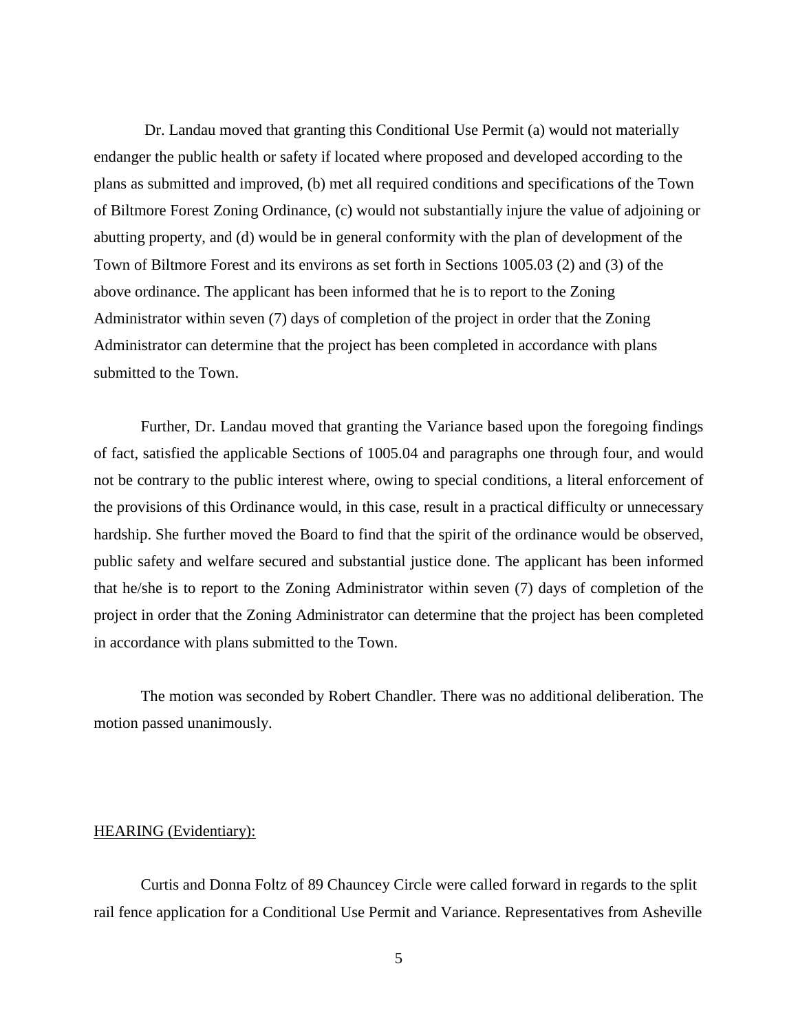Dr. Landau moved that granting this Conditional Use Permit (a) would not materially endanger the public health or safety if located where proposed and developed according to the plans as submitted and improved, (b) met all required conditions and specifications of the Town of Biltmore Forest Zoning Ordinance, (c) would not substantially injure the value of adjoining or abutting property, and (d) would be in general conformity with the plan of development of the Town of Biltmore Forest and its environs as set forth in Sections 1005.03 (2) and (3) of the above ordinance. The applicant has been informed that he is to report to the Zoning Administrator within seven (7) days of completion of the project in order that the Zoning Administrator can determine that the project has been completed in accordance with plans submitted to the Town.

Further, Dr. Landau moved that granting the Variance based upon the foregoing findings of fact, satisfied the applicable Sections of 1005.04 and paragraphs one through four, and would not be contrary to the public interest where, owing to special conditions, a literal enforcement of the provisions of this Ordinance would, in this case, result in a practical difficulty or unnecessary hardship. She further moved the Board to find that the spirit of the ordinance would be observed, public safety and welfare secured and substantial justice done. The applicant has been informed that he/she is to report to the Zoning Administrator within seven (7) days of completion of the project in order that the Zoning Administrator can determine that the project has been completed in accordance with plans submitted to the Town.

The motion was seconded by Robert Chandler. There was no additional deliberation. The motion passed unanimously.

<u>HEARING (Evidentiary):</u>

Curtis and Donna Foltz of 89 Chauncey Circle were called forward in regards to the split rail fence application for a Conditional Use Permit and Variance. Representatives from Asheville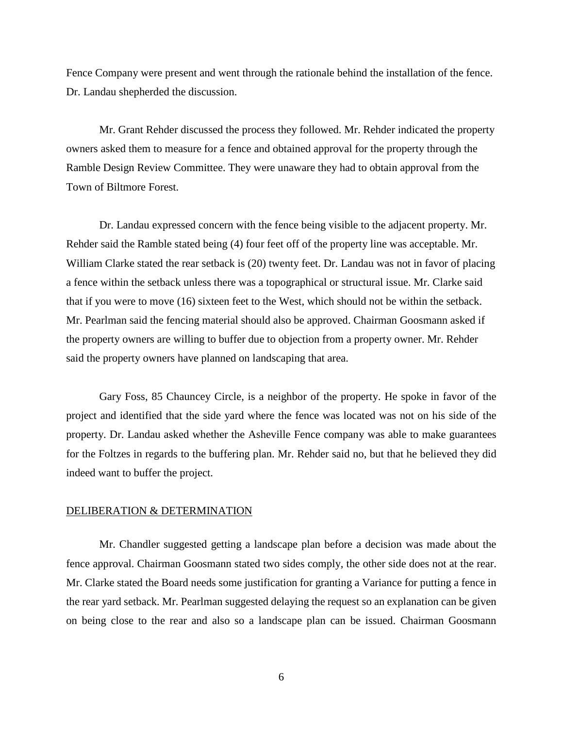Fence Company were present and went through the rationale behind the installation of the fence. Dr. Landau shepherded the discussion.

Mr. Grant Rehder discussed the process they followed. Mr. Rehder indicated the property owners asked them to measure for a fence and obtained approval for the property through the Ramble Design Review Committee. They were unaware they had to obtain approval from the Town of Biltmore Forest.

Dr. Landau expressed concern with the fence being visible to the adjacent property. Mr. Rehder said the Ramble stated being (4) four feet off of the property line was acceptable. Mr. William Clarke stated the rear setback is (20) twenty feet. Dr. Landau was not in favor of placing a fence within the setback unless there was a topographical or structural issue. Mr. Clarke said that if you were to move (16) sixteen feet to the West, which should not be within the setback. Mr. Pearlman said the fencing material should also be approved. Chairman Goosmann asked if the property owners are willing to buffer due to objection from a property owner. Mr. Rehder said the property owners have planned on landscaping that area.

Gary Foss, 85 Chauncey Circle, is a neighbor of the property. He spoke in favor of the project and identified that the side yard where the fence was located was not on his side of the property. Dr. Landau asked whether the Asheville Fence company was able to make guarantees for the Foltzes in regards to the buffering plan. Mr. Rehder said no, but that he believed they did indeed want to buffer the project.

DELIBERATION & DETERMINATION

Mr. Chandler suggested getting a landscape plan before a decision was made about the fence approval. Chairman Goosmann stated two sides comply, the other side does not at the rear. Mr. Clarke stated the Board needs some justification for granting a Variance for putting a fence in the rear yard setback. Mr. Pearlman suggested delaying the request so an explanation can be given on being close to the rear and also so a landscape plan can be issued. Chairman Goosmann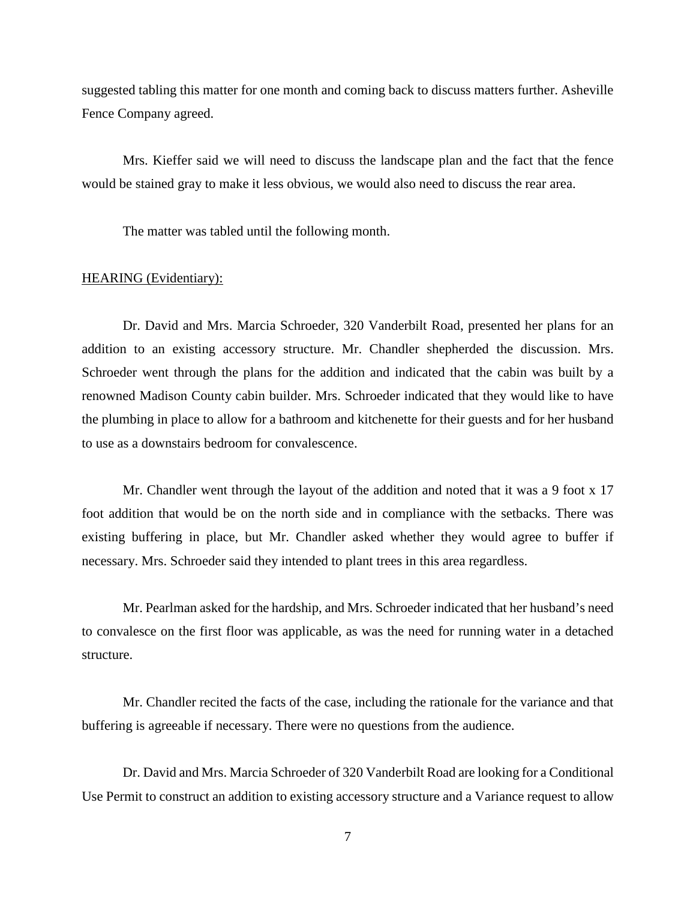suggested tabling this matter for one month and coming back to discuss matters further. Asheville Fence Company agreed.

Mrs. Kieffer said we will need to discuss the landscape plan and the fact that the fence would be stained gray to make it less obvious, we would also need to discuss the rear area.

The matter was tabled until the following month.

<u>HEARING (Evidentiary):</u>

Dr. David and Mrs. Marcia Schroeder, 320 Vanderbilt Road, presented her plans for an addition to an existing accessory structure. Mr. Chandler shepherded the discussion. Mrs. Schroeder went through the plans for the addition and indicated that the cabin was built by a renowned Madison County cabin builder. Mrs. Schroeder indicated that they would like to have the plumbing in place to allow for a bathroom and kitchenette for their guests and for her husband to use as a downstairs bedroom for convalescence.

Mr. Chandler went through the layout of the addition and noted that it was a 9 foot x 17 foot addition that would be on the north side and in compliance with the setbacks. There was existing buffering in place, but Mr. Chandler asked whether they would agree to buffer if necessary. Mrs. Schroeder said they intended to plant trees in this area regardless.

Mr. Pearlman asked for the hardship, and Mrs. Schroeder indicated that her husband's need to convalesce on the first floor was applicable, as was the need for running water in a detached structure.

Mr. Chandler recited the facts of the case, including the rationale for the variance and that buffering is agreeable if necessary. There were no questions from the audience.

Dr. David and Mrs. Marcia Schroeder of 320 Vanderbilt Road are looking for a Conditional Use Permit to construct an addition to existing accessory structure and a Variance request to allow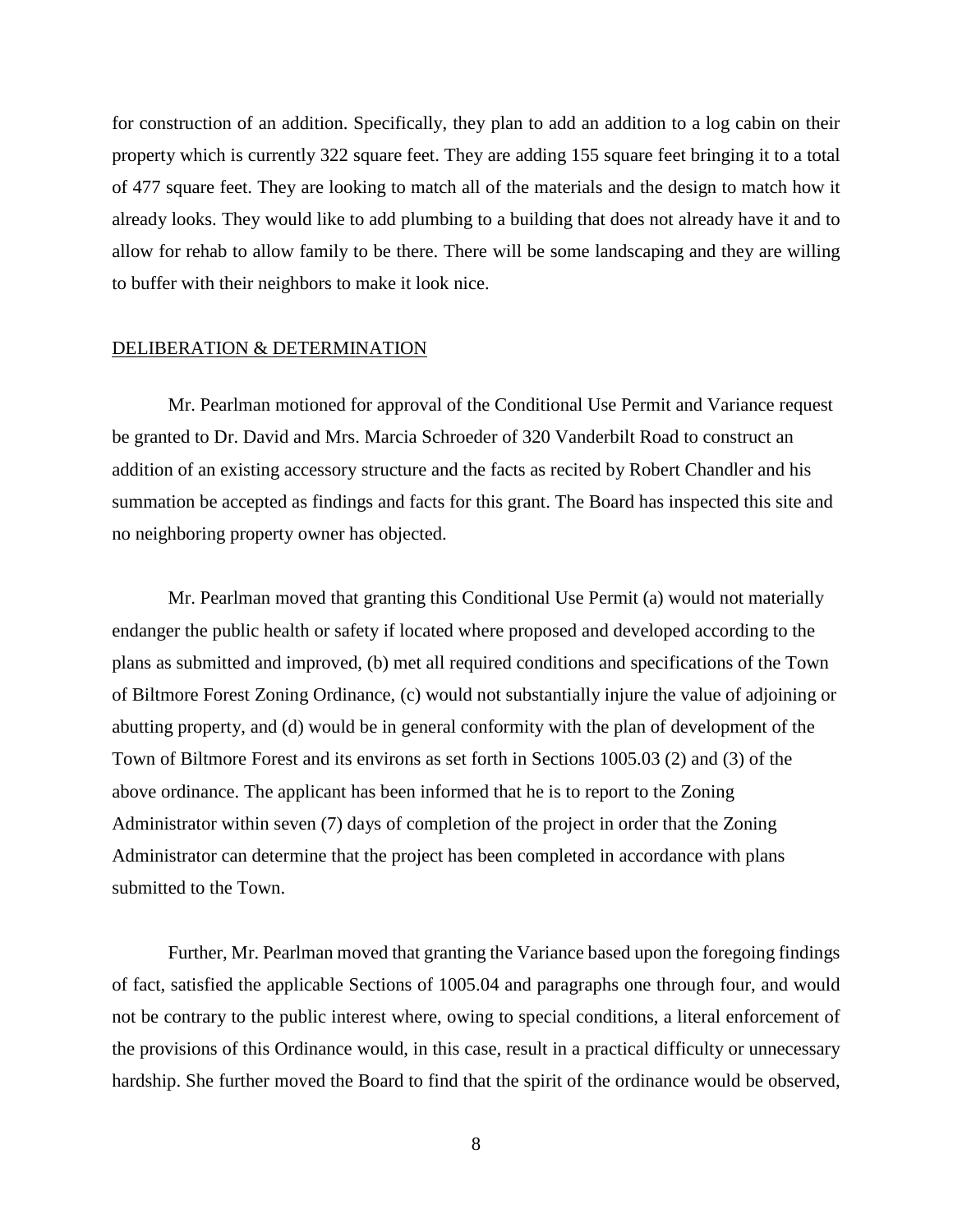for construction of an addition. Specifically, they plan to add an addition to a log cabin on their property which is currently 322 square feet. They are adding 155 square feet bringing it to a total of 477 square feet. They are looking to match all of the materials and the design to match how it already looks. They would like to add plumbing to a building that does not already have it and to allow for rehab to allow family to be there. There will be some landscaping and they are willing to buffer with their neighbors to make it look nice.

## DELIBERATION & DETERMINATION

Mr. Pearlman motioned for approval of the Conditional Use Permit and Variance request be granted to Dr. David and Mrs. Marcia Schroeder of 320 Vanderbilt Road to construct an addition of an existing accessory structure and the facts as recited by Robert Chandler and his summation be accepted as findings and facts for this grant. The Board has inspected this site and no neighboring property owner has objected.

Mr. Pearlman moved that granting this Conditional Use Permit (a) would not materially endanger the public health or safety if located where proposed and developed according to the plans as submitted and improved, (b) met all required conditions and specifications of the Town of Biltmore Forest Zoning Ordinance, (c) would not substantially injure the value of adjoining or abutting property, and (d) would be in general conformity with the plan of development of the Town of Biltmore Forest and its environs as set forth in Sections 1005.03 (2) and (3) of the above ordinance. The applicant has been informed that he is to report to the Zoning Administrator within seven (7) days of completion of the project in order that the Zoning Administrator can determine that the project has been completed in accordance with plans submitted to the Town.

Further, Mr. Pearlman moved that granting the Variance based upon the foregoing findings of fact, satisfied the applicable Sections of 1005.04 and paragraphs one through four, and would not be contrary to the public interest where, owing to special conditions, a literal enforcement of the provisions of this Ordinance would, in this case, result in a practical difficulty or unnecessary hardship. She further moved the Board to find that the spirit of the ordinance would be observed,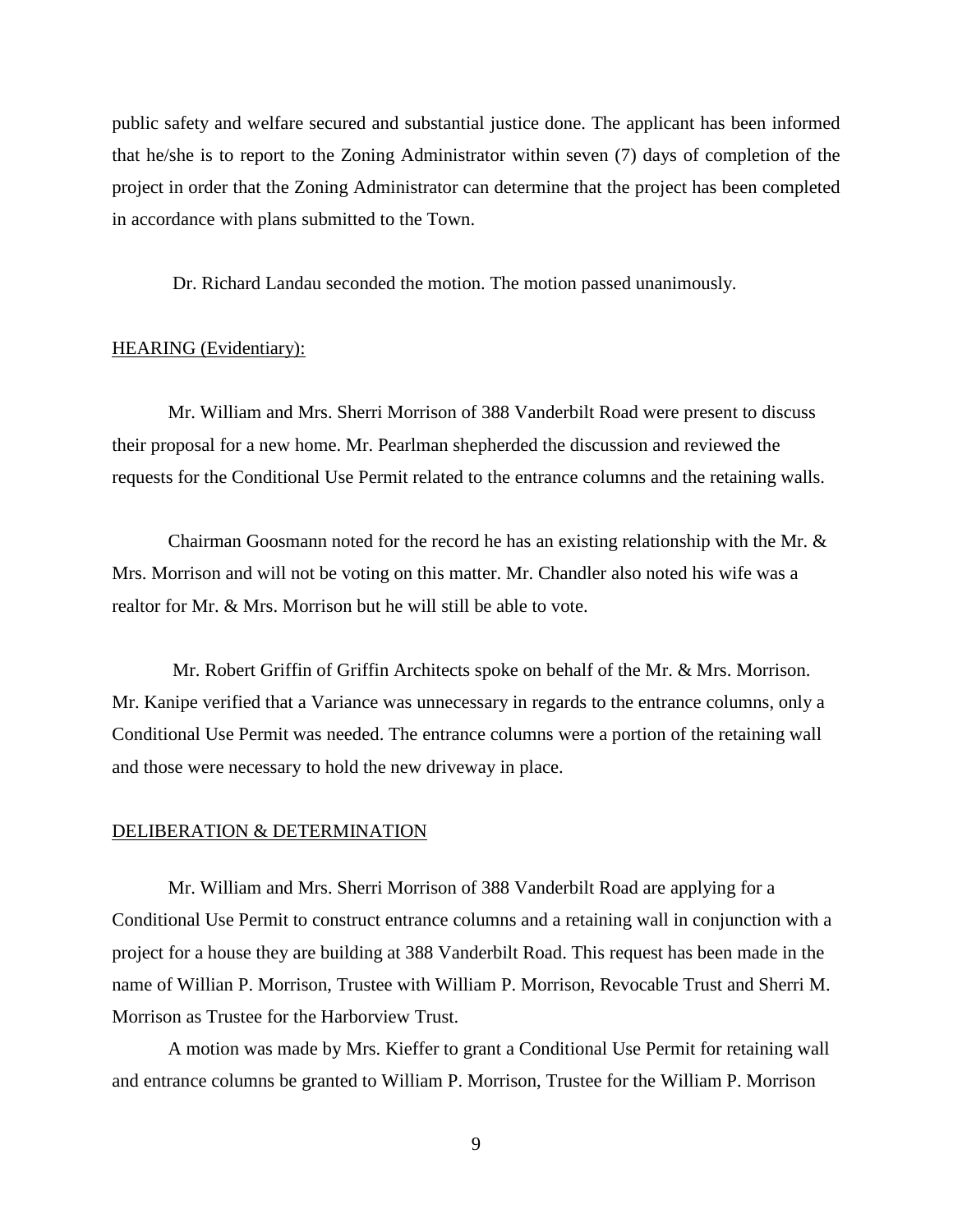public safety and welfare secured and substantial justice done. The applicant has been informed that he/she is to report to the Zoning Administrator within seven (7) days of completion of the project in order that the Zoning Administrator can determine that the project has been completed in accordance with plans submitted to the Town.

Dr. Richard Landau seconded the motion. The motion passed unanimously.

HEARING (Evidentiary):

Mr. William and Mrs. Sherri Morrison of 388 Vanderbilt Road were present to discuss their proposal for a new home. Mr. Pearlman shepherded the discussion and reviewed the requests for the Conditional Use Permit related to the entrance columns and the retaining walls.

Chairman Goosmann noted for the record he has an existing relationship with the Mr. & Mrs. Morrison and will not be voting on this matter. Mr. Chandler also noted his wife was a realtor for Mr. & Mrs. Morrison but he will still be able to vote.

Mr. Robert Griffin of Griffin Architects spoke on behalf of the Mr. & Mrs. Morrison. Mr. Kanipe verified that a Variance was unnecessary in regards to the entrance columns, only a Conditional Use Permit was needed. The entrance columns were a portion of the retaining wall and those were necessary to hold the new driveway in place.

DELIBERATION & DETERMINATION

Mr. William and Mrs. Sherri Morrison of 388 Vanderbilt Road are applying for a Conditional Use Permit to construct entrance columns and a retaining wall in conjunction with a project for a house they are building at 388 Vanderbilt Road. This request has been made in the name of Willian P. Morrison, Trustee with William P. Morrison, Revocable Trust and Sherri M. Morrison as Trustee for the Harborview Trust.

A motion was made by Mrs. Kieffer to grant a Conditional Use Permit for retaining wall and entrance columns be granted to William P. Morrison, Trustee for the William P. Morrison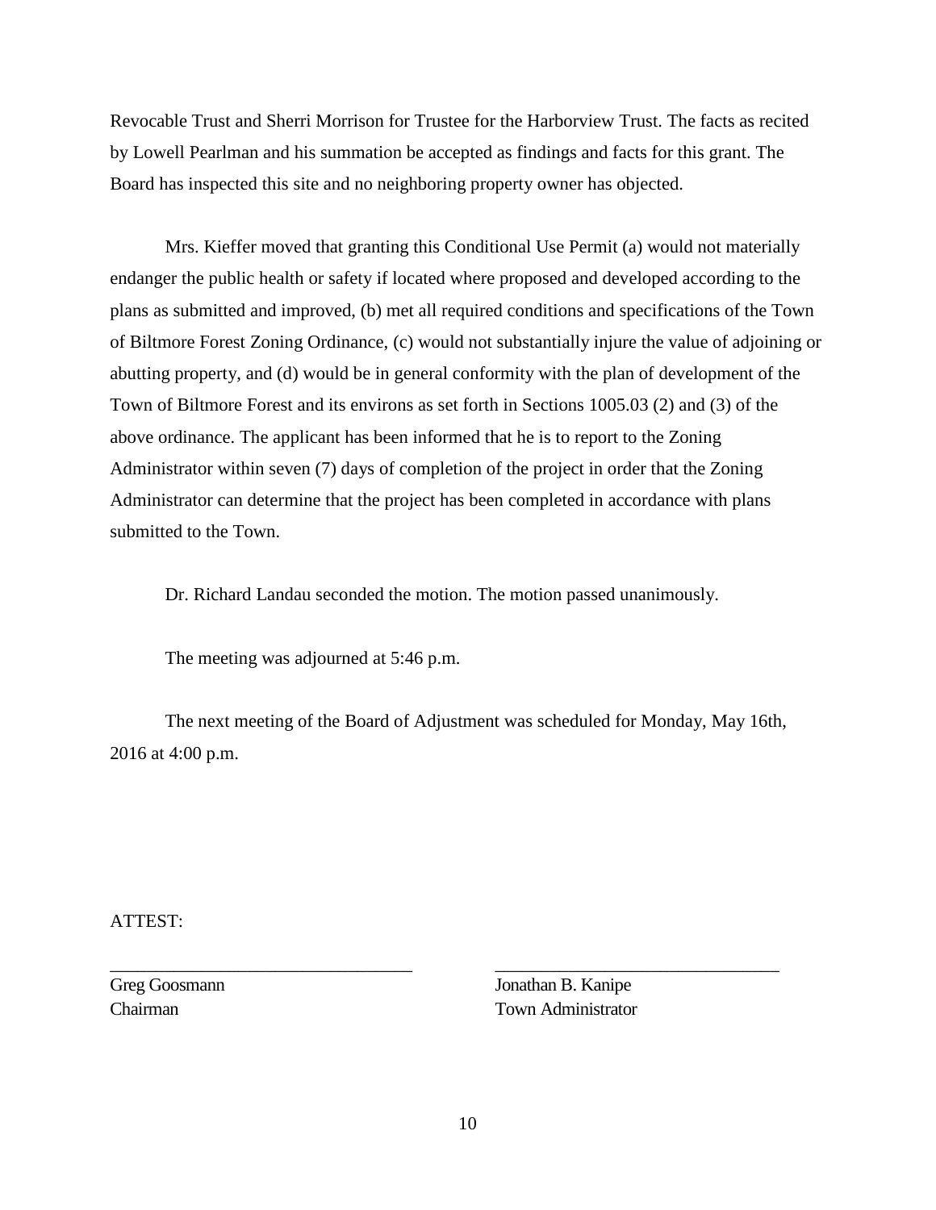Revocable Trust and Sherri Morrison for Trustee for the Harborview Trust. The facts as recited by Lowell Pearlman and his summation be accepted as findings and facts for this grant. The Board has inspected this site and no neighboring property owner has objected.

Mrs. Kieffer moved that granting this Conditional Use Permit (a) would not materially endanger the public health or safety if located where proposed and developed according to the plans as submitted and improved, (b) met all required conditions and specifications of the Town of Biltmore Forest Zoning Ordinance, (c) would not substantially injure the value of adjoining or abutting property, and (d) would be in general conformity with the plan of development of the Town of Biltmore Forest and its environs as set forth in Sections 1005.03 (2) and (3) of the above ordinance. The applicant has been informed that he is to report to the Zoning Administrator within seven (7) days of completion of the project in order that the Zoning Administrator can determine that the project has been completed in accordance with plans submitted to the Town.

Dr. Richard Landau seconded the motion. The motion passed unanimously.

The meeting was adjourned at 5:46 p.m.

The next meeting of the Board of Adjustment was scheduled for Monday, May 16th, 2016 at 4:00 p.m.

ATTEST:

| | |
|---|---|
| ______________________________ | ______________________________ |
| Greg Goosmann | Jonathan B. Kanipe |
| Chairman | Town Administrator |